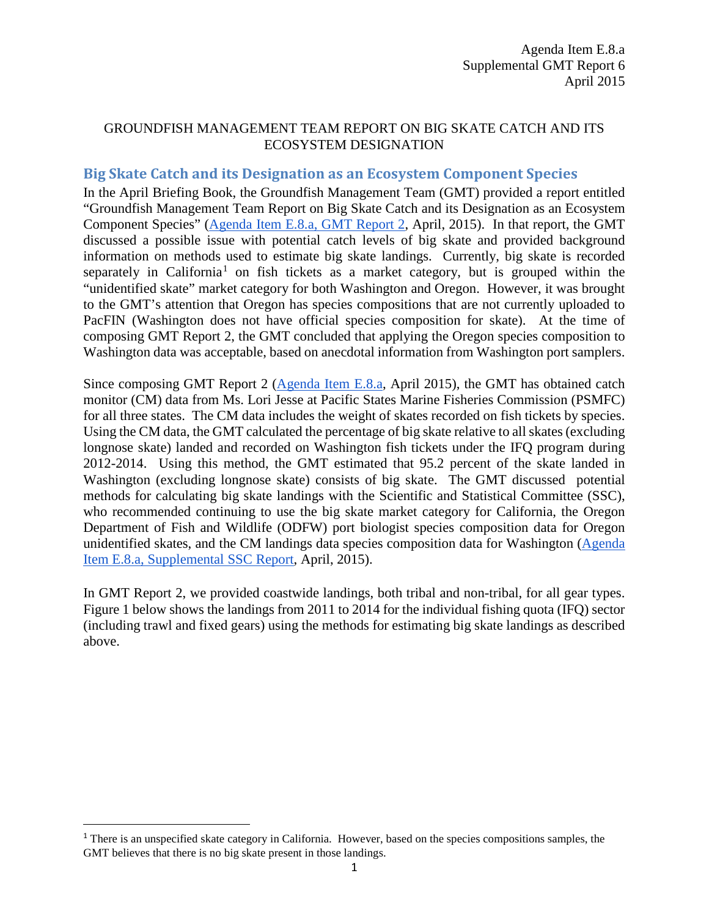Agenda Item E.8.a
Supplemental GMT Report 6
April 2015

GROUNDFISH MANAGEMENT TEAM REPORT ON BIG SKATE CATCH AND ITS ECOSYSTEM DESIGNATION

## Big Skate Catch and its Designation as an Ecosystem Component Species

In the April Briefing Book, the Groundfish Management Team (GMT) provided a report entitled "Groundfish Management Team Report on Big Skate Catch and its Designation as an Ecosystem Component Species" (Agenda Item E.8.a, GMT Report 2, April, 2015). In that report, the GMT discussed a possible issue with potential catch levels of big skate and provided background information on methods used to estimate big skate landings. Currently, big skate is recorded separately in California[1] on fish tickets as a market category, but is grouped within the "unidentified skate" market category for both Washington and Oregon. However, it was brought to the GMT's attention that Oregon has species compositions that are not currently uploaded to PacFIN (Washington does not have official species composition for skate). At the time of composing GMT Report 2, the GMT concluded that applying the Oregon species composition to Washington data was acceptable, based on anecdotal information from Washington port samplers.

Since composing GMT Report 2 (Agenda Item E.8.a, April 2015), the GMT has obtained catch monitor (CM) data from Ms. Lori Jesse at Pacific States Marine Fisheries Commission (PSMFC) for all three states. The CM data includes the weight of skates recorded on fish tickets by species. Using the CM data, the GMT calculated the percentage of big skate relative to all skates (excluding longnose skate) landed and recorded on Washington fish tickets under the IFQ program during 2012-2014. Using this method, the GMT estimated that 95.2 percent of the skate landed in Washington (excluding longnose skate) consists of big skate. The GMT discussed potential methods for calculating big skate landings with the Scientific and Statistical Committee (SSC), who recommended continuing to use the big skate market category for California, the Oregon Department of Fish and Wildlife (ODFW) port biologist species composition data for Oregon unidentified skates, and the CM landings data species composition data for Washington (Agenda Item E.8.a, Supplemental SSC Report, April, 2015).

In GMT Report 2, we provided coastwide landings, both tribal and non-tribal, for all gear types. Figure 1 below shows the landings from 2011 to 2014 for the individual fishing quota (IFQ) sector (including trawl and fixed gears) using the methods for estimating big skate landings as described above.

[1] There is an unspecified skate category in California. However, based on the species compositions samples, the GMT believes that there is no big skate present in those landings.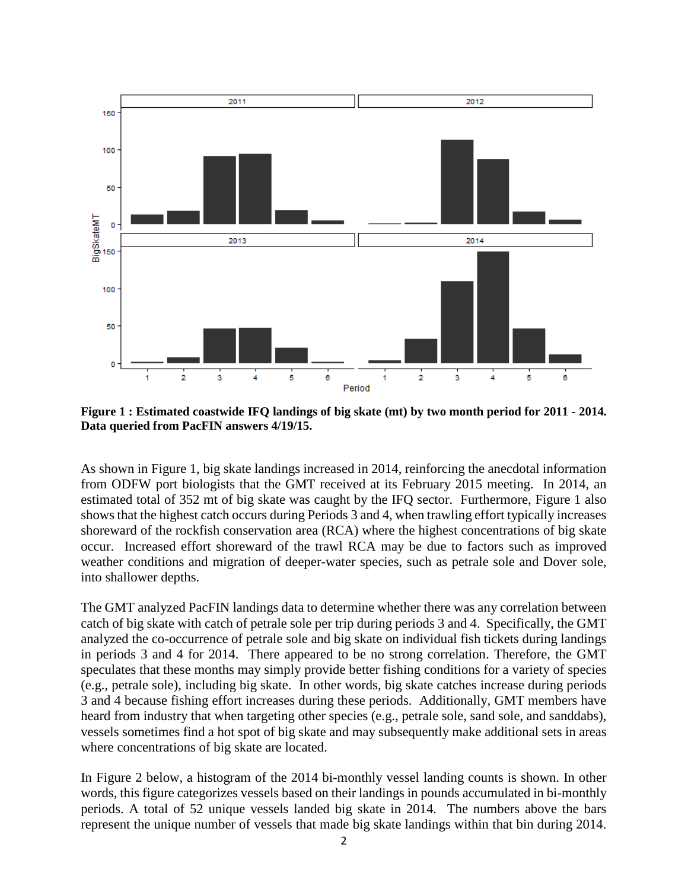**Figure 1 : Estimated coastwide IFQ landings of big skate (mt) by two month period for 2011 - 2014. Data queried from PacFIN answers 4/19/15.**

As shown in Figure 1, big skate landings increased in 2014, reinforcing the anecdotal information from ODFW port biologists that the GMT received at its February 2015 meeting. In 2014, an estimated total of 352 mt of big skate was caught by the IFQ sector. Furthermore, Figure 1 also shows that the highest catch occurs during Periods 3 and 4, when trawling effort typically increases shoreward of the rockfish conservation area (RCA) where the highest concentrations of big skate occur. Increased effort shoreward of the trawl RCA may be due to factors such as improved weather conditions and migration of deeper-water species, such as petrale sole and Dover sole, into shallower depths.

The GMT analyzed PacFIN landings data to determine whether there was any correlation between catch of big skate with catch of petrale sole per trip during periods 3 and 4. Specifically, the GMT analyzed the co-occurrence of petrale sole and big skate on individual fish tickets during landings in periods 3 and 4 for 2014. There appeared to be no strong correlation. Therefore, the GMT speculates that these months may simply provide better fishing conditions for a variety of species (e.g., petrale sole), including big skate. In other words, big skate catches increase during periods 3 and 4 because fishing effort increases during these periods. Additionally, GMT members have heard from industry that when targeting other species (e.g., petrale sole, sand sole, and sanddabs), vessels sometimes find a hot spot of big skate and may subsequently make additional sets in areas where concentrations of big skate are located.

In Figure 2 below, a histogram of the 2014 bi-monthly vessel landing counts is shown. In other words, this figure categorizes vessels based on their landings in pounds accumulated in bi-monthly periods. A total of 52 unique vessels landed big skate in 2014. The numbers above the bars represent the unique number of vessels that made big skate landings within that bin during 2014.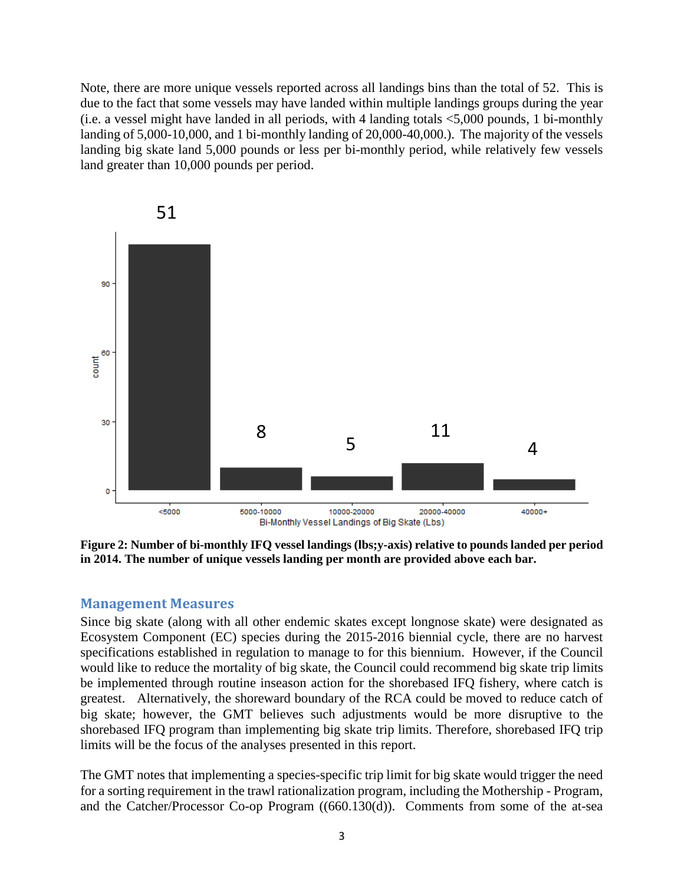Note, there are more unique vessels reported across all landings bins than the total of 52. This is due to the fact that some vessels may have landed within multiple landings groups during the year (i.e. a vessel might have landed in all periods, with 4 landing totals <5,000 pounds, 1 bi-monthly landing of 5,000-10,000, and 1 bi-monthly landing of 20,000-40,000.). The majority of the vessels landing big skate land 5,000 pounds or less per bi-monthly period, while relatively few vessels land greater than 10,000 pounds per period.

**Figure 2: Number of bi-monthly IFQ vessel landings (lbs;y-axis) relative to pounds landed per period in 2014. The number of unique vessels landing per month are provided above each bar.**

## Management Measures

Since big skate (along with all other endemic skates except longnose skate) were designated as Ecosystem Component (EC) species during the 2015-2016 biennial cycle, there are no harvest specifications established in regulation to manage to for this biennium. However, if the Council would like to reduce the mortality of big skate, the Council could recommend big skate trip limits be implemented through routine inseason action for the shorebased IFQ fishery, where catch is greatest. Alternatively, the shoreward boundary of the RCA could be moved to reduce catch of big skate; however, the GMT believes such adjustments would be more disruptive to the shorebased IFQ program than implementing big skate trip limits. Therefore, shorebased IFQ trip limits will be the focus of the analyses presented in this report.

The GMT notes that implementing a species-specific trip limit for big skate would trigger the need for a sorting requirement in the trawl rationalization program, including the Mothership - Program, and the Catcher/Processor Co-op Program ((660.130(d)). Comments from some of the at-sea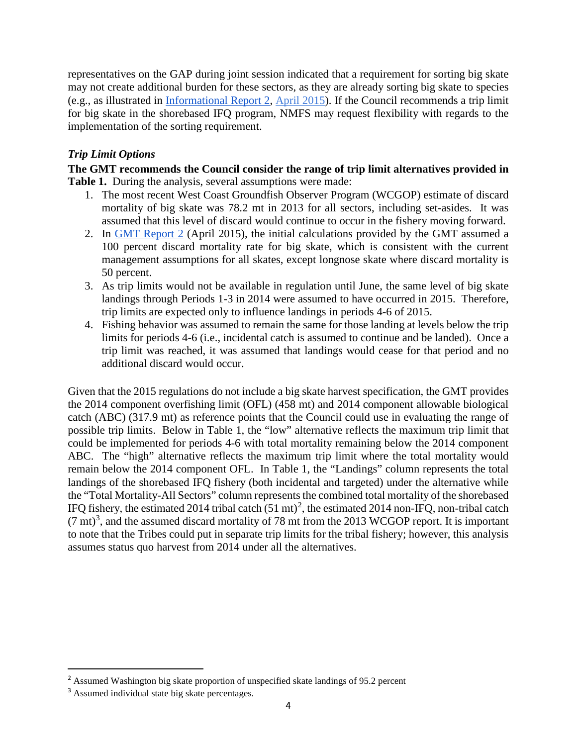representatives on the GAP during joint session indicated that a requirement for sorting big skate may not create additional burden for these sectors, as they are already sorting big skate to species (e.g., as illustrated in Informational Report 2, April 2015). If the Council recommends a trip limit for big skate in the shorebased IFQ program, NMFS may request flexibility with regards to the implementation of the sorting requirement.

### *Trip Limit Options*

**The GMT recommends the Council consider the range of trip limit alternatives provided in Table 1.** During the analysis, several assumptions were made:

1. The most recent West Coast Groundfish Observer Program (WCGOP) estimate of discard mortality of big skate was 78.2 mt in 2013 for all sectors, including set-asides. It was assumed that this level of discard would continue to occur in the fishery moving forward.
2. In GMT Report 2 (April 2015), the initial calculations provided by the GMT assumed a 100 percent discard mortality rate for big skate, which is consistent with the current management assumptions for all skates, except longnose skate where discard mortality is 50 percent.
3. As trip limits would not be available in regulation until June, the same level of big skate landings through Periods 1-3 in 2014 were assumed to have occurred in 2015. Therefore, trip limits are expected only to influence landings in periods 4-6 of 2015.
4. Fishing behavior was assumed to remain the same for those landing at levels below the trip limits for periods 4-6 (i.e., incidental catch is assumed to continue and be landed). Once a trip limit was reached, it was assumed that landings would cease for that period and no additional discard would occur.

Given that the 2015 regulations do not include a big skate harvest specification, the GMT provides the 2014 component overfishing limit (OFL) (458 mt) and 2014 component allowable biological catch (ABC) (317.9 mt) as reference points that the Council could use in evaluating the range of possible trip limits. Below in Table 1, the "low" alternative reflects the maximum trip limit that could be implemented for periods 4-6 with total mortality remaining below the 2014 component ABC. The "high" alternative reflects the maximum trip limit where the total mortality would remain below the 2014 component OFL. In Table 1, the "Landings" column represents the total landings of the shorebased IFQ fishery (both incidental and targeted) under the alternative while the "Total Mortality-All Sectors" column represents the combined total mortality of the shorebased IFQ fishery, the estimated 2014 tribal catch (51 mt)[2], the estimated 2014 non-IFQ, non-tribal catch (7 mt)[3], and the assumed discard mortality of 78 mt from the 2013 WCGOP report. It is important to note that the Tribes could put in separate trip limits for the tribal fishery; however, this analysis assumes status quo harvest from 2014 under all the alternatives.

[2] Assumed Washington big skate proportion of unspecified skate landings of 95.2 percent

[3] Assumed individual state big skate percentages.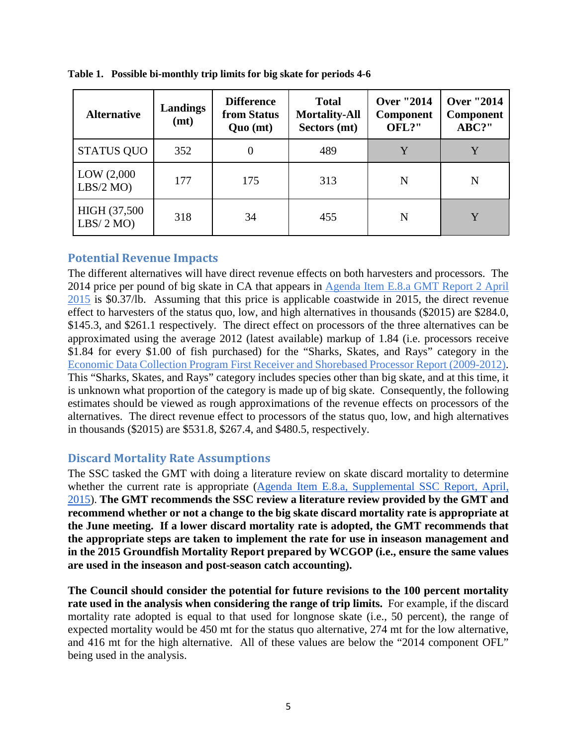**Table 1. Possible bi-monthly trip limits for big skate for periods 4-6**

| Alternative | Landings (mt) | Difference from Status Quo (mt) | Total Mortality-All Sectors (mt) | Over "2014 Component OFL?" | Over "2014 Component ABC?" |
|---|---|---|---|---|---|
| STATUS QUO | 352 | 0 | 489 | Y | Y |
| LOW (2,000 LBS/2 MO) | 177 | 175 | 313 | N | N |
| HIGH (37,500 LBS/ 2 MO) | 318 | 34 | 455 | N | Y |

## Potential Revenue Impacts

The different alternatives will have direct revenue effects on both harvesters and processors. The 2014 price per pound of big skate in CA that appears in Agenda Item E.8.a GMT Report 2 April 2015 is $0.37/lb. Assuming that this price is applicable coastwide in 2015, the direct revenue effect to harvesters of the status quo, low, and high alternatives in thousands ($2015) are $284.0, $145.3, and $261.1 respectively. The direct effect on processors of the three alternatives can be approximated using the average 2012 (latest available) markup of 1.84 (i.e. processors receive $1.84 for every $1.00 of fish purchased) for the "Sharks, Skates, and Rays" category in the Economic Data Collection Program First Receiver and Shorebased Processor Report (2009-2012). This "Sharks, Skates, and Rays" category includes species other than big skate, and at this time, it is unknown what proportion of the category is made up of big skate. Consequently, the following estimates should be viewed as rough approximations of the revenue effects on processors of the alternatives. The direct revenue effect to processors of the status quo, low, and high alternatives in thousands ($2015) are $531.8, $267.4, and $480.5, respectively.

## Discard Mortality Rate Assumptions

The SSC tasked the GMT with doing a literature review on skate discard mortality to determine whether the current rate is appropriate (Agenda Item E.8.a, Supplemental SSC Report, April, 2015). **The GMT recommends the SSC review a literature review provided by the GMT and recommend whether or not a change to the big skate discard mortality rate is appropriate at the June meeting. If a lower discard mortality rate is adopted, the GMT recommends that the appropriate steps are taken to implement the rate for use in inseason management and in the 2015 Groundfish Mortality Report prepared by WCGOP (i.e., ensure the same values are used in the inseason and post-season catch accounting).**

**The Council should consider the potential for future revisions to the 100 percent mortality rate used in the analysis when considering the range of trip limits.** For example, if the discard mortality rate adopted is equal to that used for longnose skate (i.e., 50 percent), the range of expected mortality would be 450 mt for the status quo alternative, 274 mt for the low alternative, and 416 mt for the high alternative. All of these values are below the "2014 component OFL" being used in the analysis.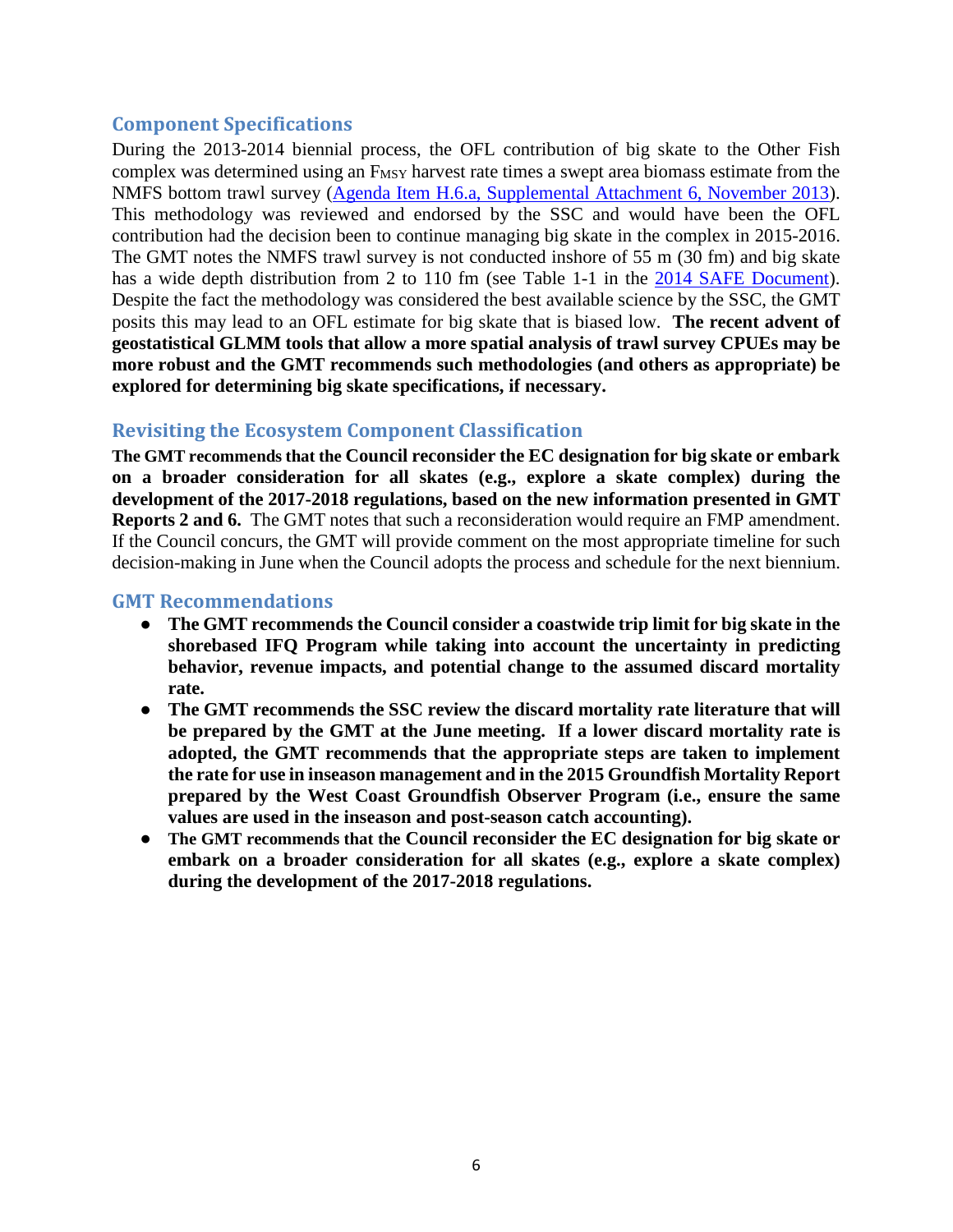## Component Specifications

During the 2013-2014 biennial process, the OFL contribution of big skate to the Other Fish complex was determined using an $F_{MSY}$ harvest rate times a swept area biomass estimate from the NMFS bottom trawl survey (Agenda Item H.6.a, Supplemental Attachment 6, November 2013). This methodology was reviewed and endorsed by the SSC and would have been the OFL contribution had the decision been to continue managing big skate in the complex in 2015-2016. The GMT notes the NMFS trawl survey is not conducted inshore of 55 m (30 fm) and big skate has a wide depth distribution from 2 to 110 fm (see Table 1-1 in the 2014 SAFE Document). Despite the fact the methodology was considered the best available science by the SSC, the GMT posits this may lead to an OFL estimate for big skate that is biased low. **The recent advent of geostatistical GLMM tools that allow a more spatial analysis of trawl survey CPUEs may be more robust and the GMT recommends such methodologies (and others as appropriate) be explored for determining big skate specifications, if necessary.**

## Revisiting the Ecosystem Component Classification

**The GMT recommends that the Council reconsider the EC designation for big skate or embark on a broader consideration for all skates (e.g., explore a skate complex) during the development of the 2017-2018 regulations, based on the new information presented in GMT Reports 2 and 6.** The GMT notes that such a reconsideration would require an FMP amendment. If the Council concurs, the GMT will provide comment on the most appropriate timeline for such decision-making in June when the Council adopts the process and schedule for the next biennium.

## GMT Recommendations

- **The GMT recommends the Council consider a coastwide trip limit for big skate in the shorebased IFQ Program while taking into account the uncertainty in predicting behavior, revenue impacts, and potential change to the assumed discard mortality rate.**
- **The GMT recommends the SSC review the discard mortality rate literature that will be prepared by the GMT at the June meeting. If a lower discard mortality rate is adopted, the GMT recommends that the appropriate steps are taken to implement the rate for use in inseason management and in the 2015 Groundfish Mortality Report prepared by the West Coast Groundfish Observer Program (i.e., ensure the same values are used in the inseason and post-season catch accounting).**
- **The GMT recommends that the Council reconsider the EC designation for big skate or embark on a broader consideration for all skates (e.g., explore a skate complex) during the development of the 2017-2018 regulations.**